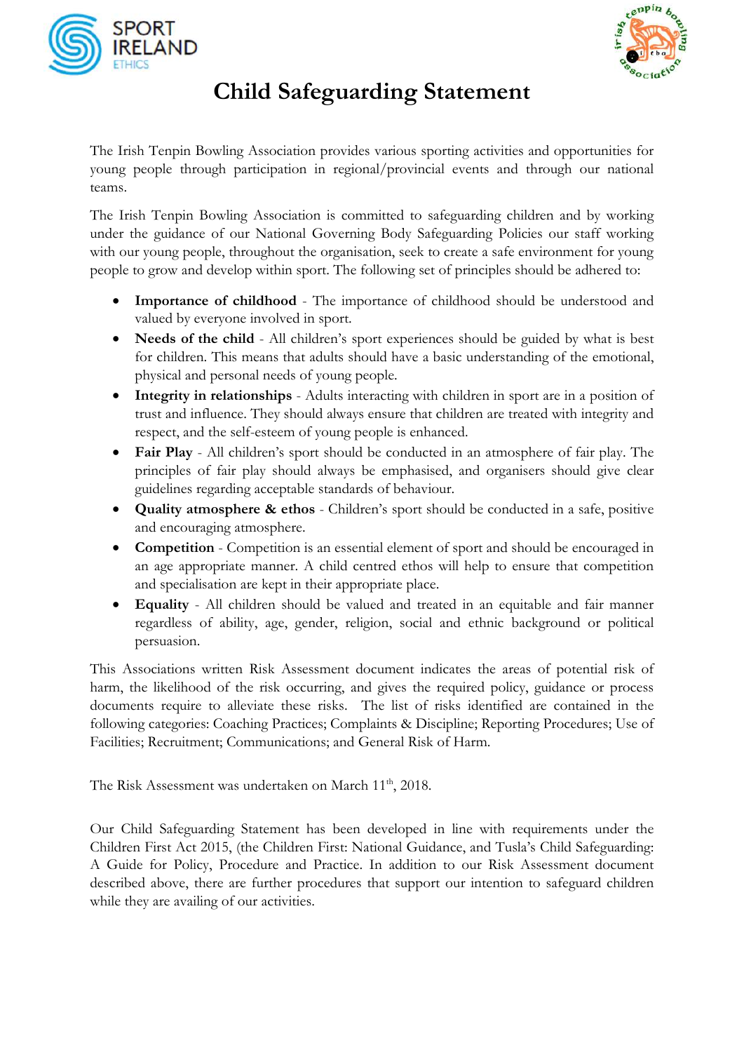# Child Safeguarding Statement

The Irish Tenpin Bowling Association provides various sporting activities and opportunities for young people through participation in regional/provincial events and through our national teams.

The Irish Tenpin Bowling Association is committed to safeguarding children and by working under the guidance of our National Governing Body Safeguarding Policies our staff working with our young people, throughout the organisation, seek to create a safe environment for young people to grow and develop within sport. The following set of principles should be adhered to:

- **Importance of childhood** - The importance of childhood should be understood and valued by everyone involved in sport.
- **Needs of the child** - All children's sport experiences should be guided by what is best for children. This means that adults should have a basic understanding of the emotional, physical and personal needs of young people.
- **Integrity in relationships** - Adults interacting with children in sport are in a position of trust and influence. They should always ensure that children are treated with integrity and respect, and the self-esteem of young people is enhanced.
- **Fair Play** - All children's sport should be conducted in an atmosphere of fair play. The principles of fair play should always be emphasised, and organisers should give clear guidelines regarding acceptable standards of behaviour.
- **Quality atmosphere & ethos** - Children's sport should be conducted in a safe, positive and encouraging atmosphere.
- **Competition** - Competition is an essential element of sport and should be encouraged in an age appropriate manner. A child centred ethos will help to ensure that competition and specialisation are kept in their appropriate place.
- **Equality** - All children should be valued and treated in an equitable and fair manner regardless of ability, age, gender, religion, social and ethnic background or political persuasion.

This Associations written Risk Assessment document indicates the areas of potential risk of harm, the likelihood of the risk occurring, and gives the required policy, guidance or process documents require to alleviate these risks. The list of risks identified are contained in the following categories: Coaching Practices; Complaints & Discipline; Reporting Procedures; Use of Facilities; Recruitment; Communications; and General Risk of Harm.

The Risk Assessment was undertaken on March 11th, 2018.

Our Child Safeguarding Statement has been developed in line with requirements under the Children First Act 2015, (the Children First: National Guidance, and Tusla's Child Safeguarding: A Guide for Policy, Procedure and Practice. In addition to our Risk Assessment document described above, there are further procedures that support our intention to safeguard children while they are availing of our activities.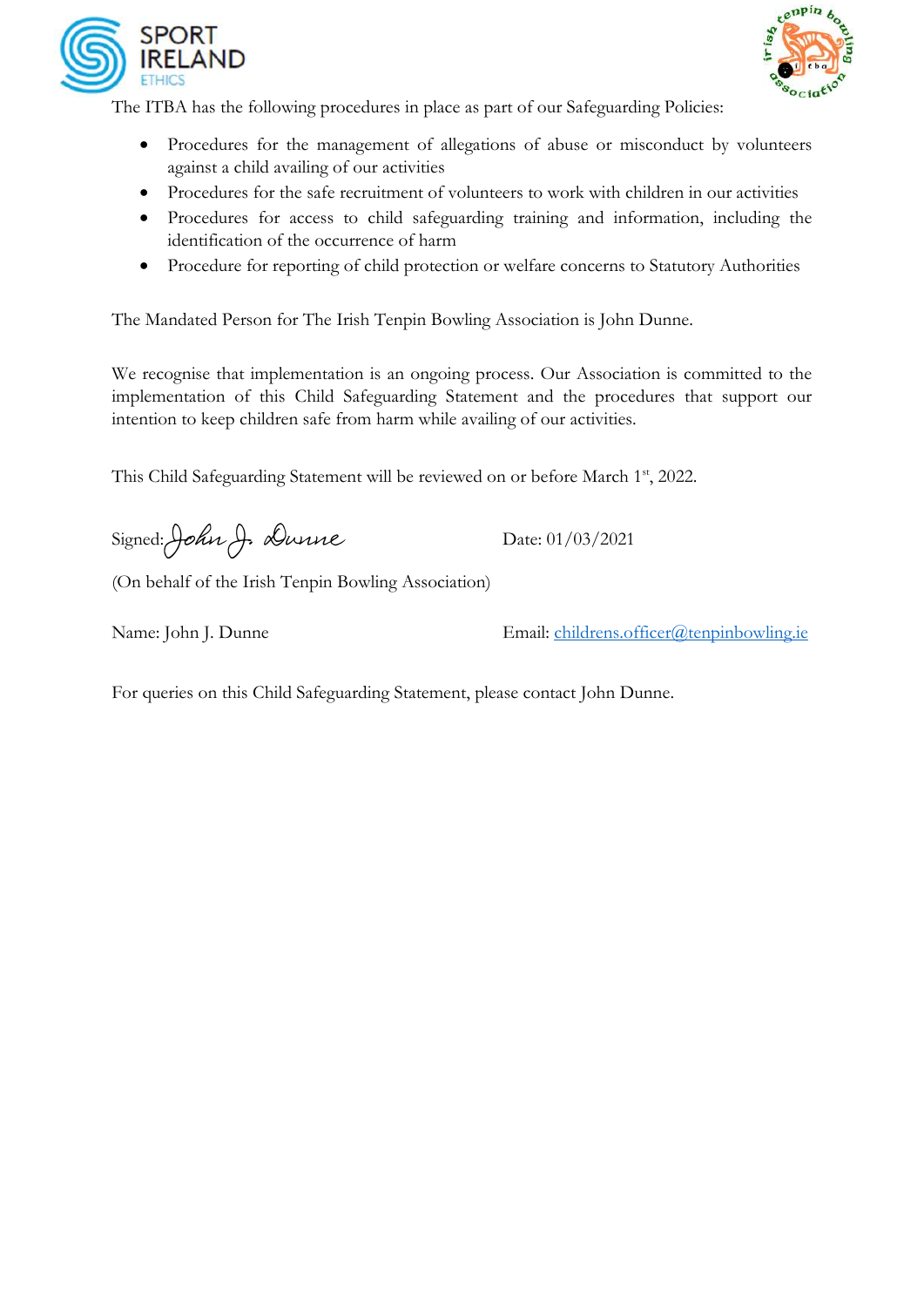The ITBA has the following procedures in place as part of our Safeguarding Policies:

- Procedures for the management of allegations of abuse or misconduct by volunteers against a child availing of our activities
- Procedures for the safe recruitment of volunteers to work with children in our activities
- Procedures for access to child safeguarding training and information, including the identification of the occurrence of harm
- Procedure for reporting of child protection or welfare concerns to Statutory Authorities

The Mandated Person for The Irish Tenpin Bowling Association is John Dunne.

We recognise that implementation is an ongoing process. Our Association is committed to the implementation of this Child Safeguarding Statement and the procedures that support our intention to keep children safe from harm while availing of our activities.

This Child Safeguarding Statement will be reviewed on or before March 1st, 2022.

Signed: John J. Dunne Date: 01/03/2021

(On behalf of the Irish Tenpin Bowling Association)

Name: John J. Dunne Email: childrens.officer@tenpinbowling.ie

For queries on this Child Safeguarding Statement, please contact John Dunne.